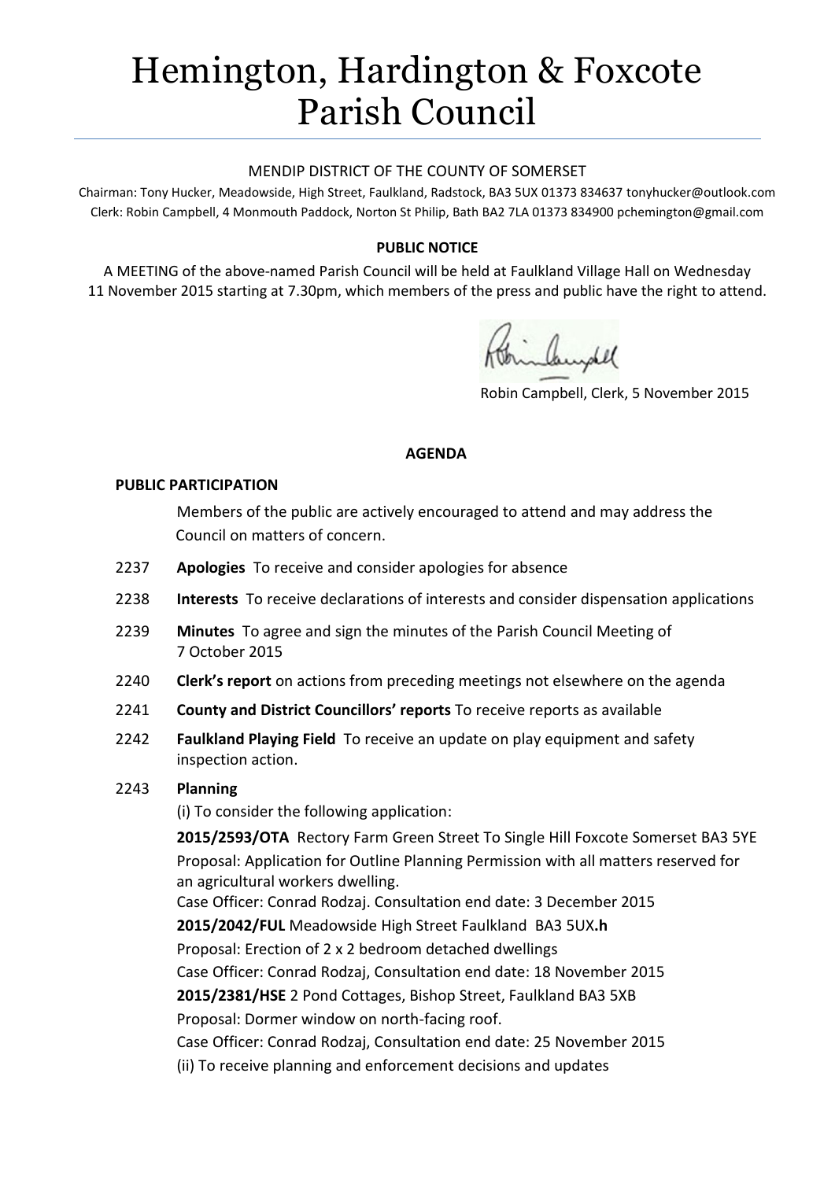# Hemington, Hardington & Foxcote Parish Council

MENDIP DISTRICT OF THE COUNTY OF SOMERSET

Chairman: Tony Hucker, Meadowside, High Street, Faulkland, Radstock, BA3 5UX 01373 834637 tonyhucker@outlook.com
Clerk: Robin Campbell, 4 Monmouth Paddock, Norton St Philip, Bath BA2 7LA 01373 834900 pchemington@gmail.com

**PUBLIC NOTICE**

A MEETING of the above-named Parish Council will be held at Faulkland Village Hall on Wednesday 11 November 2015 starting at 7.30pm, which members of the press and public have the right to attend.

Robin Campbell, Clerk, 5 November 2015

**AGENDA**

**PUBLIC PARTICIPATION**

Members of the public are actively encouraged to attend and may address the Council on matters of concern.

2237 **Apologies** To receive and consider apologies for absence

2238 **Interests** To receive declarations of interests and consider dispensation applications

2239 **Minutes** To agree and sign the minutes of the Parish Council Meeting of 7 October 2015

2240 **Clerk's report** on actions from preceding meetings not elsewhere on the agenda

2241 **County and District Councillors' reports** To receive reports as available

2242 **Faulkland Playing Field** To receive an update on play equipment and safety inspection action.

2243 **Planning**

(i) To consider the following application:

**2015/2593/OTA** Rectory Farm Green Street To Single Hill Foxcote Somerset BA3 5YE
Proposal: Application for Outline Planning Permission with all matters reserved for an agricultural workers dwelling.
Case Officer: Conrad Rodzaj. Consultation end date: 3 December 2015

**2015/2042/FUL** Meadowside High Street Faulkland BA3 5UX**.h**
Proposal: Erection of 2 x 2 bedroom detached dwellings
Case Officer: Conrad Rodzaj, Consultation end date: 18 November 2015

**2015/2381/HSE** 2 Pond Cottages, Bishop Street, Faulkland BA3 5XB
Proposal: Dormer window on north-facing roof.
Case Officer: Conrad Rodzaj, Consultation end date: 25 November 2015

(ii) To receive planning and enforcement decisions and updates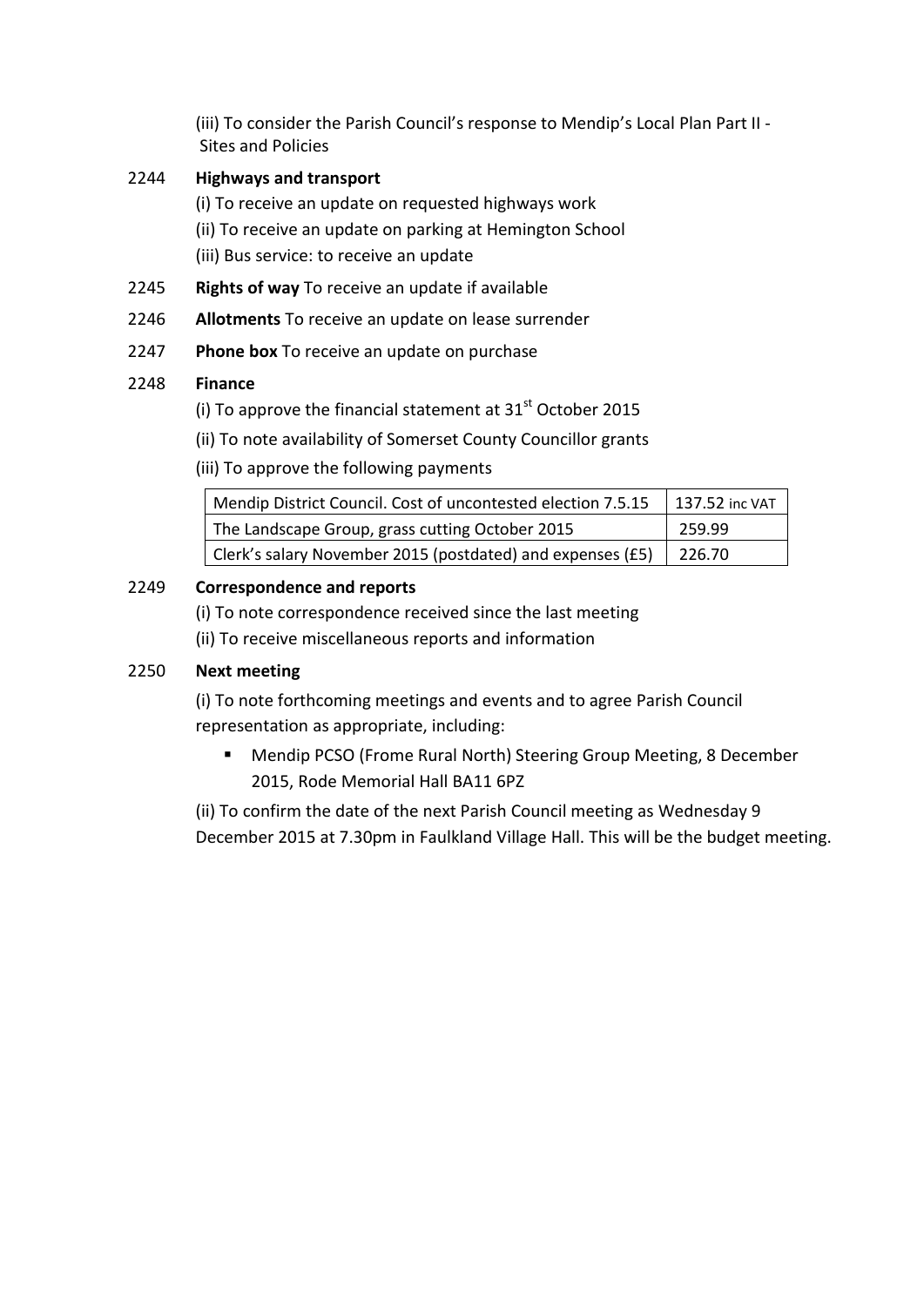(iii) To consider the Parish Council's response to Mendip's Local Plan Part II - Sites and Policies

2244 **Highways and transport**

(i) To receive an update on requested highways work

(ii) To receive an update on parking at Hemington School

(iii) Bus service: to receive an update

2245 **Rights of way** To receive an update if available

2246 **Allotments** To receive an update on lease surrender

2247 **Phone box** To receive an update on purchase

2248 **Finance**

(i) To approve the financial statement at 31st October 2015

(ii) To note availability of Somerset County Councillor grants

(iii) To approve the following payments

| | |
|---|---|
| Mendip District Council. Cost of uncontested election 7.5.15 | 137.52 inc VAT |
| The Landscape Group, grass cutting October 2015 | 259.99 |
| Clerk's salary November 2015 (postdated) and expenses (£5) | 226.70 |

2249 **Correspondence and reports**

(i) To note correspondence received since the last meeting

(ii) To receive miscellaneous reports and information

2250 **Next meeting**

(i) To note forthcoming meetings and events and to agree Parish Council representation as appropriate, including:

- Mendip PCSO (Frome Rural North) Steering Group Meeting, 8 December 2015, Rode Memorial Hall BA11 6PZ

(ii) To confirm the date of the next Parish Council meeting as Wednesday 9 December 2015 at 7.30pm in Faulkland Village Hall. This will be the budget meeting.